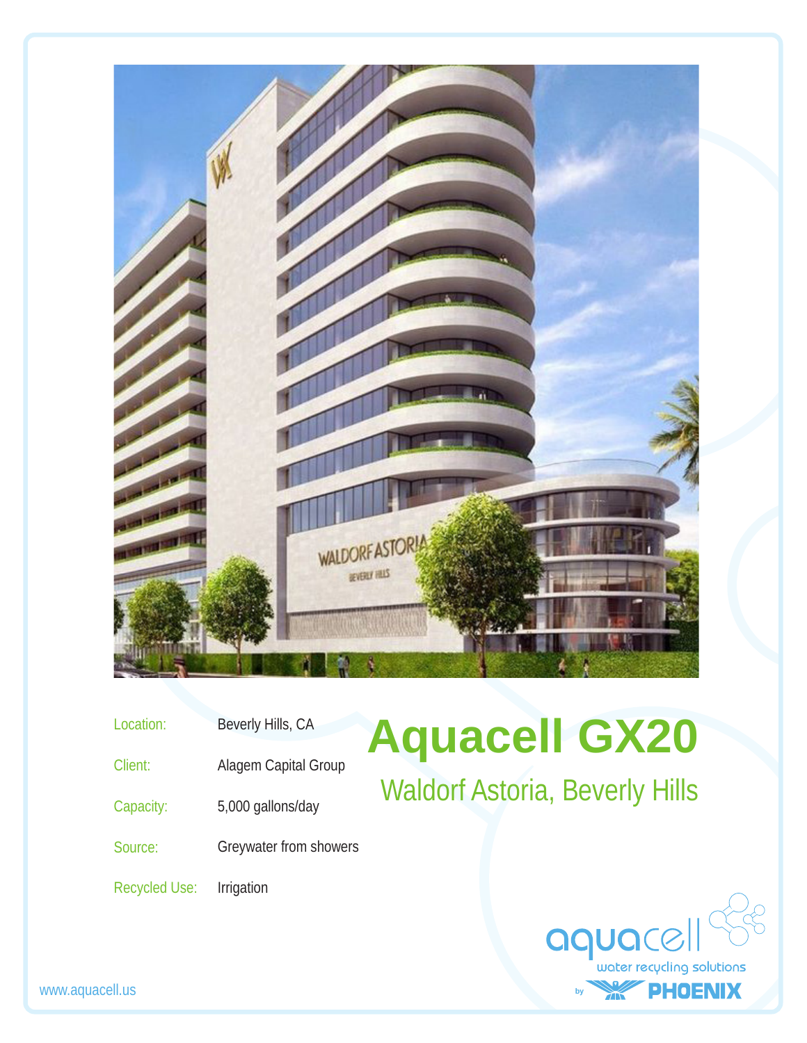# Aquacell GX20

## Waldorf Astoria, Beverly Hills

| | |
|---|---|
| Location: | Beverly Hills, CA |
| Client: | Alagem Capital Group |
| Capacity: | 5,000 gallons/day |
| Source: | Greywater from showers |
| Recycled Use: | Irrigation |

aquacell
water recycling solutions
by PHOENIX

www.aquacell.us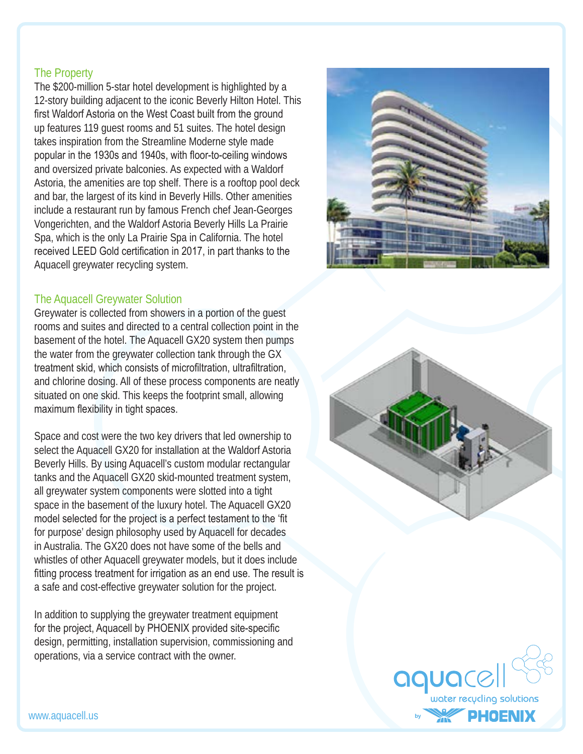## The Property

The $200-million 5-star hotel development is highlighted by a 12-story building adjacent to the iconic Beverly Hilton Hotel. This first Waldorf Astoria on the West Coast built from the ground up features 119 guest rooms and 51 suites. The hotel design takes inspiration from the Streamline Moderne style made popular in the 1930s and 1940s, with floor-to-ceiling windows and oversized private balconies. As expected with a Waldorf Astoria, the amenities are top shelf. There is a rooftop pool deck and bar, the largest of its kind in Beverly Hills. Other amenities include a restaurant run by famous French chef Jean-Georges Vongerichten, and the Waldorf Astoria Beverly Hills La Prairie Spa, which is the only La Prairie Spa in California. The hotel received LEED Gold certification in 2017, in part thanks to the Aquacell greywater recycling system.

## The Aquacell Greywater Solution

Greywater is collected from showers in a portion of the guest rooms and suites and directed to a central collection point in the basement of the hotel. The Aquacell GX20 system then pumps the water from the greywater collection tank through the GX treatment skid, which consists of microfiltration, ultrafiltration, and chlorine dosing. All of these process components are neatly situated on one skid. This keeps the footprint small, allowing maximum flexibility in tight spaces.

Space and cost were the two key drivers that led ownership to select the Aquacell GX20 for installation at the Waldorf Astoria Beverly Hills. By using Aquacell's custom modular rectangular tanks and the Aquacell GX20 skid-mounted treatment system, all greywater system components were slotted into a tight space in the basement of the luxury hotel. The Aquacell GX20 model selected for the project is a perfect testament to the 'fit for purpose' design philosophy used by Aquacell for decades in Australia. The GX20 does not have some of the bells and whistles of other Aquacell greywater models, but it does include fitting process treatment for irrigation as an end use. The result is a safe and cost-effective greywater solution for the project.

In addition to supplying the greywater treatment equipment for the project, Aquacell by PHOENIX provided site-specific design, permitting, installation supervision, commissioning and operations, via a service contract with the owner.

www.aquacell.us

aquacell water recycling solutions by PHOENIX